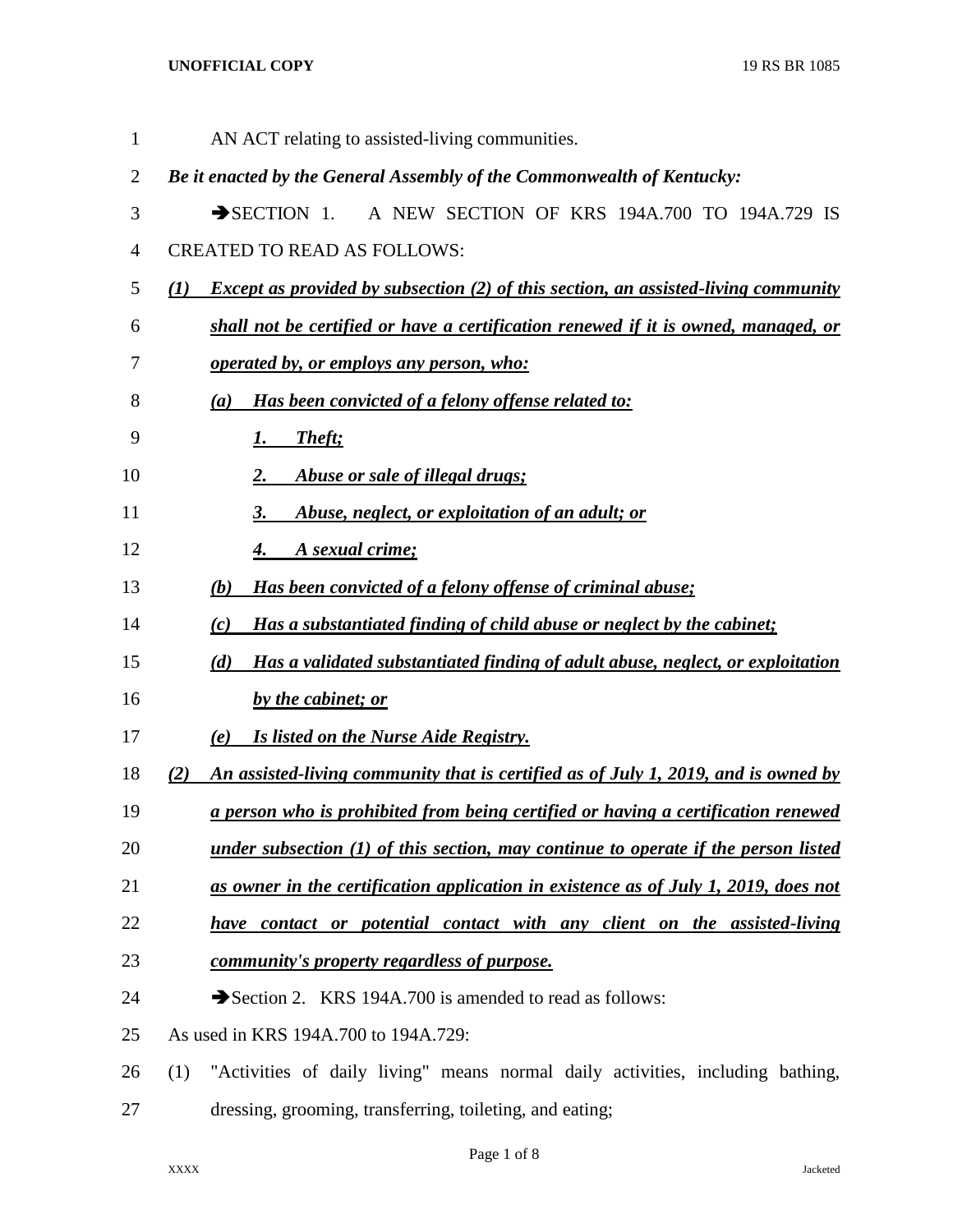AN ACT relating to assisted-living communities.

***Be it enacted by the General Assembly of the Commonwealth of Kentucky:***

➔SECTION 1. A NEW SECTION OF KRS 194A.700 TO 194A.729 IS CREATED TO READ AS FOLLOWS:

***(1) Except as provided by subsection (2) of this section, an assisted-living community shall not be certified or have a certification renewed if it is owned, managed, or operated by, or employs any person, who:***

***(a) Has been convicted of a felony offense related to:***

***1. Theft;***

***2. Abuse or sale of illegal drugs;***

***3. Abuse, neglect, or exploitation of an adult; or***

***4. A sexual crime;***

***(b) Has been convicted of a felony offense of criminal abuse;***

***(c) Has a substantiated finding of child abuse or neglect by the cabinet;***

***(d) Has a validated substantiated finding of adult abuse, neglect, or exploitation by the cabinet; or***

***(e) Is listed on the Nurse Aide Registry.***

***(2) An assisted-living community that is certified as of July 1, 2019, and is owned by a person who is prohibited from being certified or having a certification renewed under subsection (1) of this section, may continue to operate if the person listed as owner in the certification application in existence as of July 1, 2019, does not have contact or potential contact with any client on the assisted-living community's property regardless of purpose.***

➔Section 2. KRS 194A.700 is amended to read as follows:

As used in KRS 194A.700 to 194A.729:

(1) "Activities of daily living" means normal daily activities, including bathing, dressing, grooming, transferring, toileting, and eating;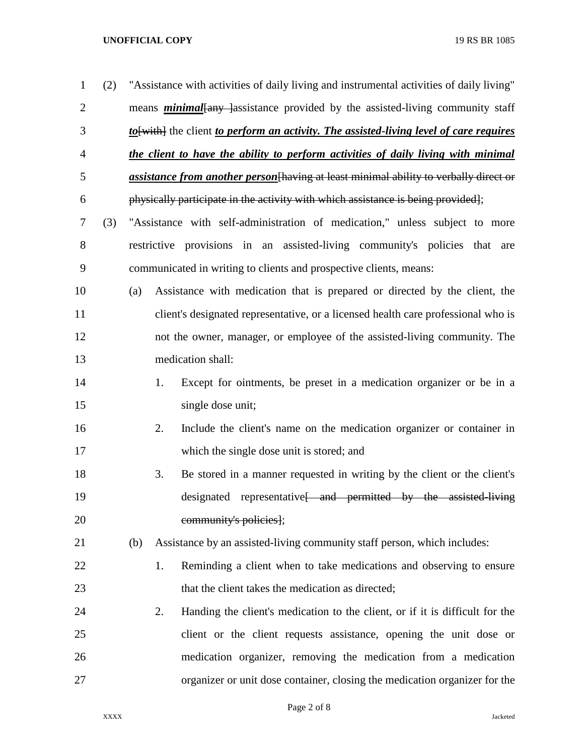(2) "Assistance with activities of daily living and instrumental activities of daily living" means ***minimal***~~[any ]~~assistance provided by the assisted-living community staff ***to***~~[with]~~ the client ***to perform an activity. The assisted-living level of care requires the client to have the ability to perform activities of daily living with minimal assistance from another person***~~[having at least minimal ability to verbally direct or physically participate in the activity with which assistance is being provided]~~;

(3) "Assistance with self-administration of medication," unless subject to more restrictive provisions in an assisted-living community's policies that are communicated in writing to clients and prospective clients, means:

(a) Assistance with medication that is prepared or directed by the client, the client's designated representative, or a licensed health care professional who is not the owner, manager, or employee of the assisted-living community. The medication shall:

1. Except for ointments, be preset in a medication organizer or be in a single dose unit;

2. Include the client's name on the medication organizer or container in which the single dose unit is stored; and

3. Be stored in a manner requested in writing by the client or the client's designated representative~~[ and permitted by the assisted-living community's policies]~~;

(b) Assistance by an assisted-living community staff person, which includes:

1. Reminding a client when to take medications and observing to ensure that the client takes the medication as directed;

2. Handing the client's medication to the client, or if it is difficult for the client or the client requests assistance, opening the unit dose or medication organizer, removing the medication from a medication organizer or unit dose container, closing the medication organizer for the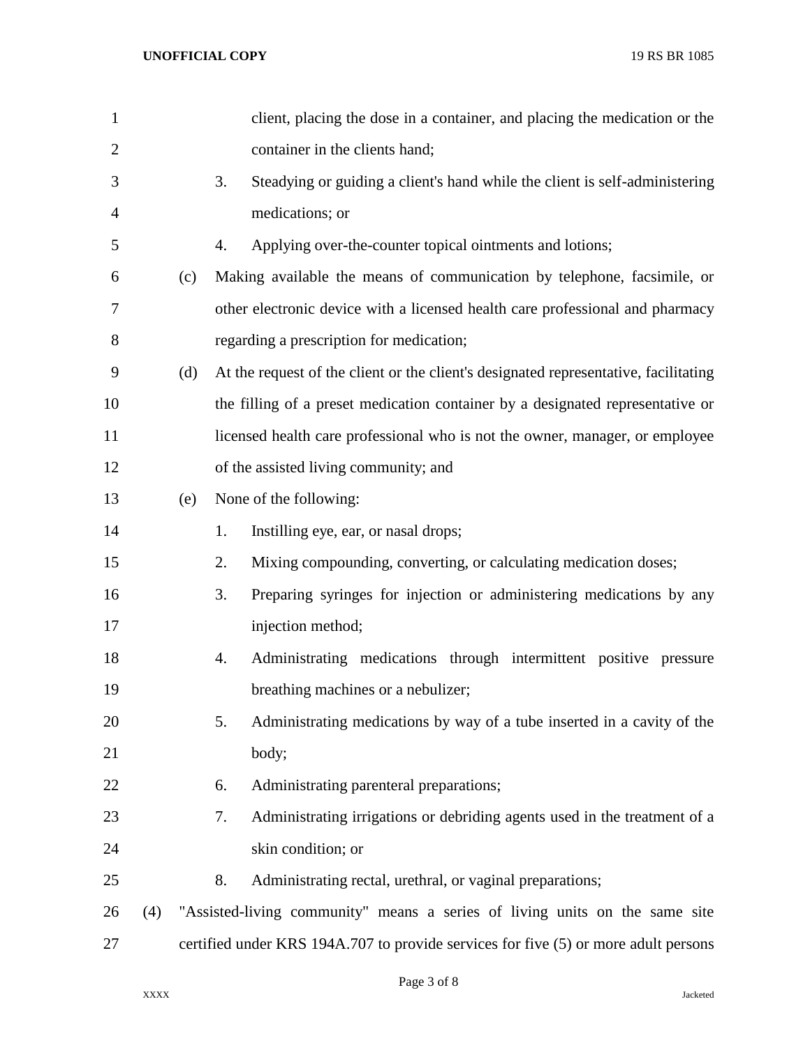client, placing the dose in a container, and placing the medication or the container in the clients hand;

3. Steadying or guiding a client's hand while the client is self-administering medications; or

4. Applying over-the-counter topical ointments and lotions;

(c) Making available the means of communication by telephone, facsimile, or other electronic device with a licensed health care professional and pharmacy regarding a prescription for medication;

(d) At the request of the client or the client's designated representative, facilitating the filling of a preset medication container by a designated representative or licensed health care professional who is not the owner, manager, or employee of the assisted living community; and

(e) None of the following:

1. Instilling eye, ear, or nasal drops;

2. Mixing compounding, converting, or calculating medication doses;

3. Preparing syringes for injection or administering medications by any injection method;

4. Administrating medications through intermittent positive pressure breathing machines or a nebulizer;

5. Administrating medications by way of a tube inserted in a cavity of the body;

6. Administrating parenteral preparations;

7. Administrating irrigations or debriding agents used in the treatment of a skin condition; or

8. Administrating rectal, urethral, or vaginal preparations;

(4) "Assisted-living community" means a series of living units on the same site certified under KRS 194A.707 to provide services for five (5) or more adult persons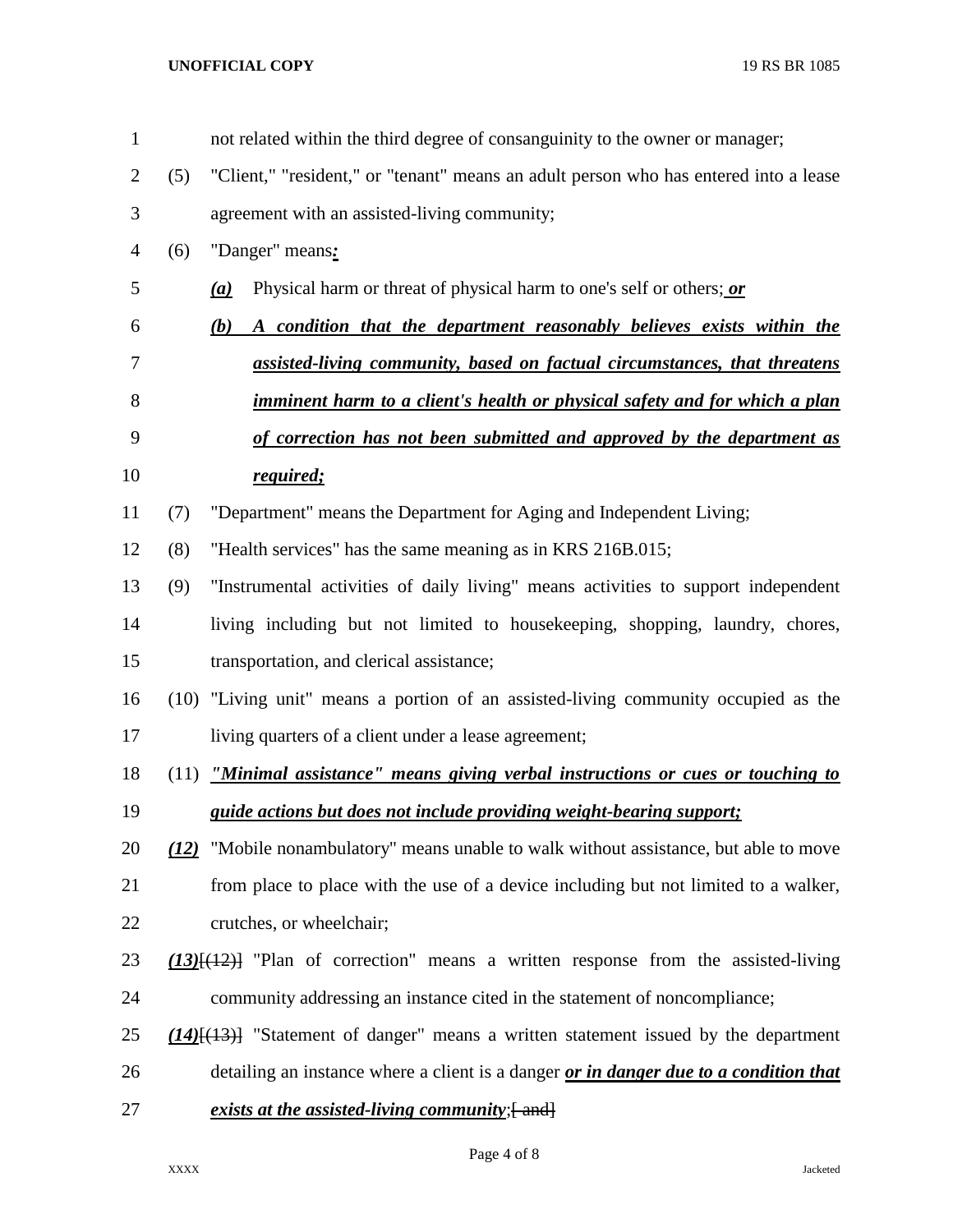not related within the third degree of consanguinity to the owner or manager;

(5) "Client," "resident," or "tenant" means an adult person who has entered into a lease agreement with an assisted-living community;

(6) "Danger" means***:***

***(a)*** Physical harm or threat of physical harm to one's self or others;***or***

***(b) A condition that the department reasonably believes exists within the assisted-living community, based on factual circumstances, that threatens imminent harm to a client's health or physical safety and for which a plan of correction has not been submitted and approved by the department as required;***

(7) "Department" means the Department for Aging and Independent Living;

(8) "Health services" has the same meaning as in KRS 216B.015;

(9) "Instrumental activities of daily living" means activities to support independent living including but not limited to housekeeping, shopping, laundry, chores, transportation, and clerical assistance;

(10) "Living unit" means a portion of an assisted-living community occupied as the living quarters of a client under a lease agreement;

(11) ***"Minimal assistance" means giving verbal instructions or cues or touching to guide actions but does not include providing weight-bearing support;***

***(12)*** "Mobile nonambulatory" means unable to walk without assistance, but able to move from place to place with the use of a device including but not limited to a walker, crutches, or wheelchair;

***(13)***[~~(12)~~] "Plan of correction" means a written response from the assisted-living community addressing an instance cited in the statement of noncompliance;

***(14)***[~~(13)~~] "Statement of danger" means a written statement issued by the department detailing an instance where a client is a danger ***or in danger due to a condition that exists at the assisted-living community***;[~~ and~~]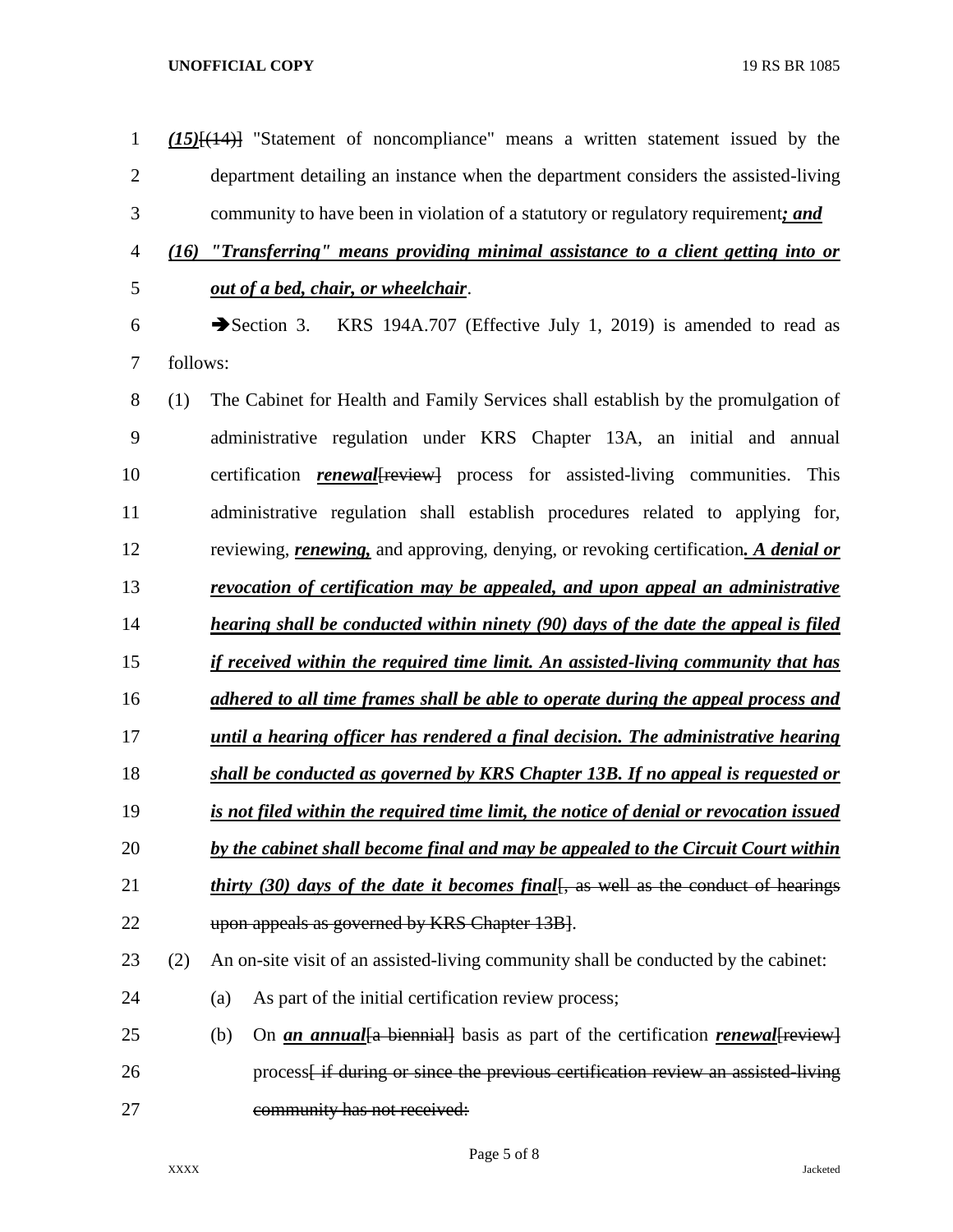*(15)*[(14)] "Statement of noncompliance" means a written statement issued by the department detailing an instance when the department considers the assisted-living community to have been in violation of a statutory or regulatory requirement*; and*

*(16) "Transferring" means providing minimal assistance to a client getting into or out of a bed, chair, or wheelchair*.

➔Section 3. KRS 194A.707 (Effective July 1, 2019) is amended to read as follows:

(1) The Cabinet for Health and Family Services shall establish by the promulgation of administrative regulation under KRS Chapter 13A, an initial and annual certification *renewal*[review] process for assisted-living communities. This administrative regulation shall establish procedures related to applying for, reviewing, *renewing,* and approving, denying, or revoking certification*. A denial or revocation of certification may be appealed, and upon appeal an administrative hearing shall be conducted within ninety (90) days of the date the appeal is filed if received within the required time limit. An assisted-living community that has adhered to all time frames shall be able to operate during the appeal process and until a hearing officer has rendered a final decision. The administrative hearing shall be conducted as governed by KRS Chapter 13B. If no appeal is requested or is not filed within the required time limit, the notice of denial or revocation issued by the cabinet shall become final and may be appealed to the Circuit Court within thirty (30) days of the date it becomes final*[, as well as the conduct of hearings upon appeals as governed by KRS Chapter 13B].

(2) An on-site visit of an assisted-living community shall be conducted by the cabinet:

(a) As part of the initial certification review process;

(b) On *an annual*[a biennial] basis as part of the certification *renewal*[review] process[ if during or since the previous certification review an assisted-living community has not received: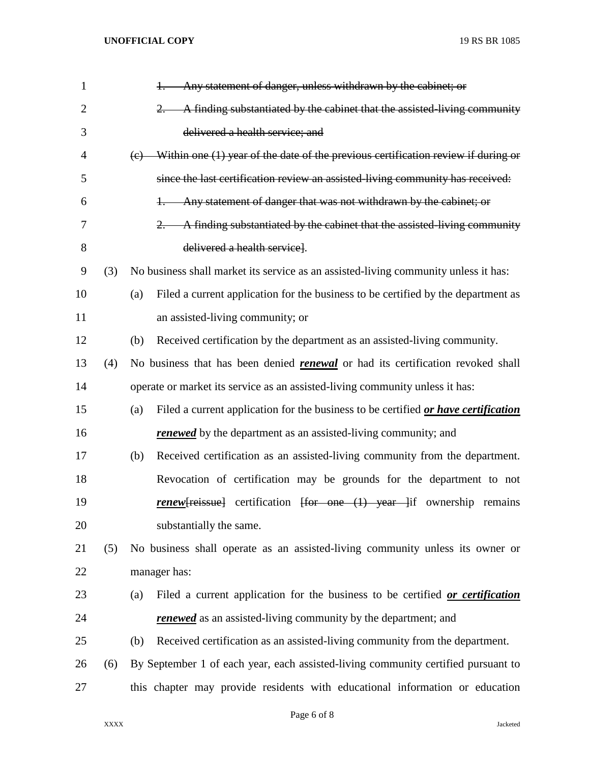~~1. Any statement of danger, unless withdrawn by the cabinet; or~~

~~2. A finding substantiated by the cabinet that the assisted-living community delivered a health service; and~~

~~(c) Within one (1) year of the date of the previous certification review if during or since the last certification review an assisted-living community has received:~~

~~1. Any statement of danger that was not withdrawn by the cabinet; or~~

~~2. A finding substantiated by the cabinet that the assisted-living community delivered a health service~~].

(3) No business shall market its service as an assisted-living community unless it has:

(a) Filed a current application for the business to be certified by the department as an assisted-living community; or

(b) Received certification by the department as an assisted-living community.

(4) No business that has been denied ***renewal*** or had its certification revoked shall operate or market its service as an assisted-living community unless it has:

(a) Filed a current application for the business to be certified ***or have certification renewed*** by the department as an assisted-living community; and

(b) Received certification as an assisted-living community from the department. Revocation of certification may be grounds for the department to not ***renew***[~~reissue~~] certification [~~for one (1) year~~ ]if ownership remains substantially the same.

(5) No business shall operate as an assisted-living community unless its owner or manager has:

(a) Filed a current application for the business to be certified ***or certification renewed*** as an assisted-living community by the department; and

(b) Received certification as an assisted-living community from the department.

(6) By September 1 of each year, each assisted-living community certified pursuant to this chapter may provide residents with educational information or education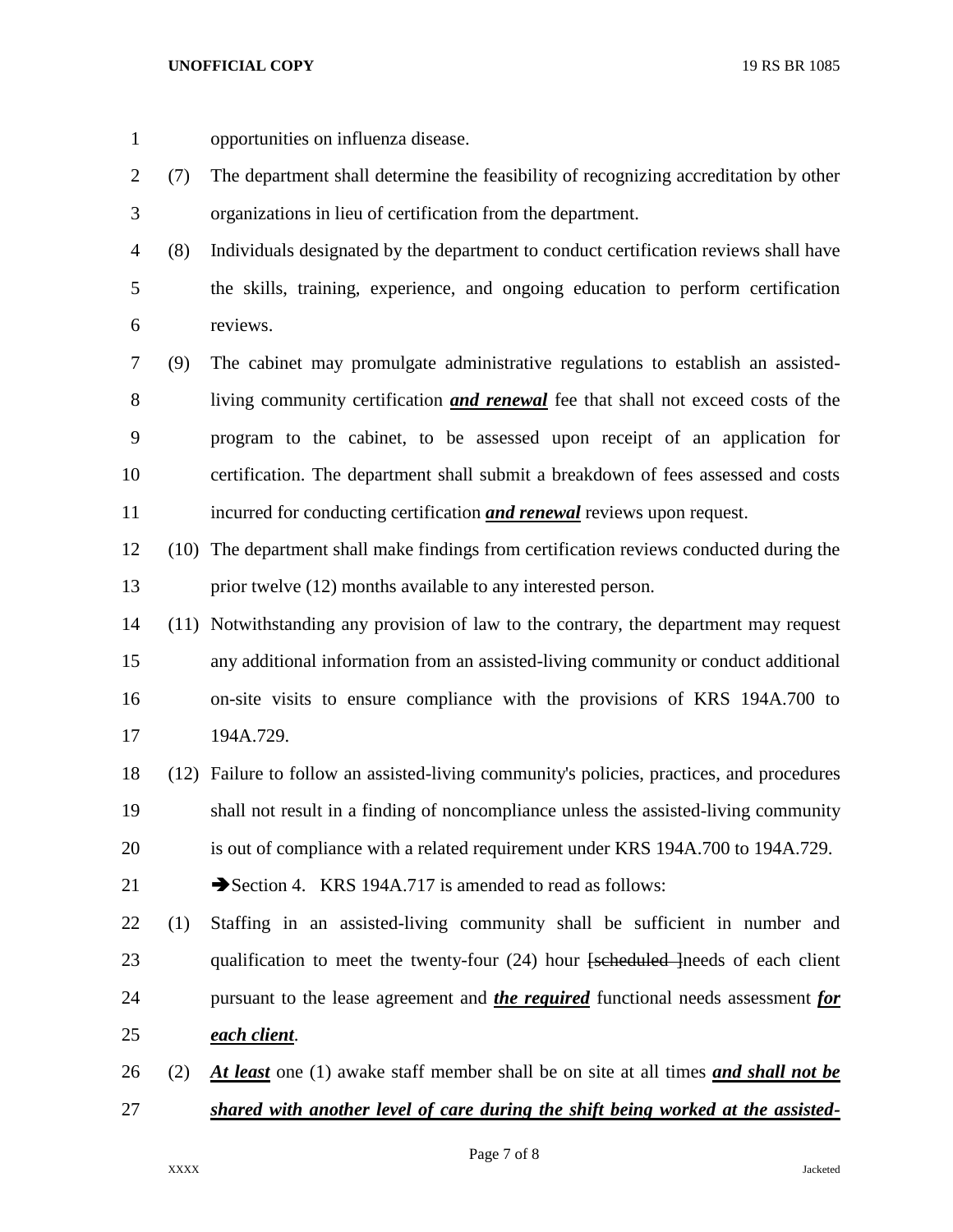opportunities on influenza disease.

(7) The department shall determine the feasibility of recognizing accreditation by other organizations in lieu of certification from the department.

(8) Individuals designated by the department to conduct certification reviews shall have the skills, training, experience, and ongoing education to perform certification reviews.

(9) The cabinet may promulgate administrative regulations to establish an assisted-living community certification ***and renewal*** fee that shall not exceed costs of the program to the cabinet, to be assessed upon receipt of an application for certification. The department shall submit a breakdown of fees assessed and costs incurred for conducting certification ***and renewal*** reviews upon request.

(10) The department shall make findings from certification reviews conducted during the prior twelve (12) months available to any interested person.

(11) Notwithstanding any provision of law to the contrary, the department may request any additional information from an assisted-living community or conduct additional on-site visits to ensure compliance with the provisions of KRS 194A.700 to 194A.729.

(12) Failure to follow an assisted-living community's policies, practices, and procedures shall not result in a finding of noncompliance unless the assisted-living community is out of compliance with a related requirement under KRS 194A.700 to 194A.729.

➔Section 4. KRS 194A.717 is amended to read as follows:

(1) Staffing in an assisted-living community shall be sufficient in number and qualification to meet the twenty-four (24) hour ~~[scheduled ]~~needs of each client pursuant to the lease agreement and ***the required*** functional needs assessment ***for each client***.

(2) ***At least*** one (1) awake staff member shall be on site at all times ***and shall not be shared with another level of care during the shift being worked at the assisted-***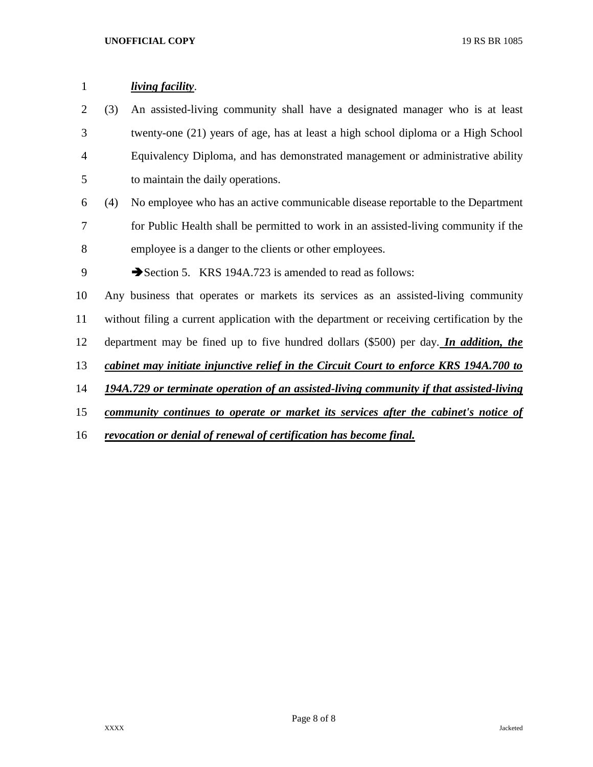***living facility***.

(3) An assisted-living community shall have a designated manager who is at least twenty-one (21) years of age, has at least a high school diploma or a High School Equivalency Diploma, and has demonstrated management or administrative ability to maintain the daily operations.

(4) No employee who has an active communicable disease reportable to the Department for Public Health shall be permitted to work in an assisted-living community if the employee is a danger to the clients or other employees.

➔Section 5. KRS 194A.723 is amended to read as follows:

Any business that operates or markets its services as an assisted-living community without filing a current application with the department or receiving certification by the department may be fined up to five hundred dollars ($500) per day. ***In addition, the cabinet may initiate injunctive relief in the Circuit Court to enforce KRS 194A.700 to 194A.729 or terminate operation of an assisted-living community if that assisted-living community continues to operate or market its services after the cabinet's notice of revocation or denial of renewal of certification has become final.***